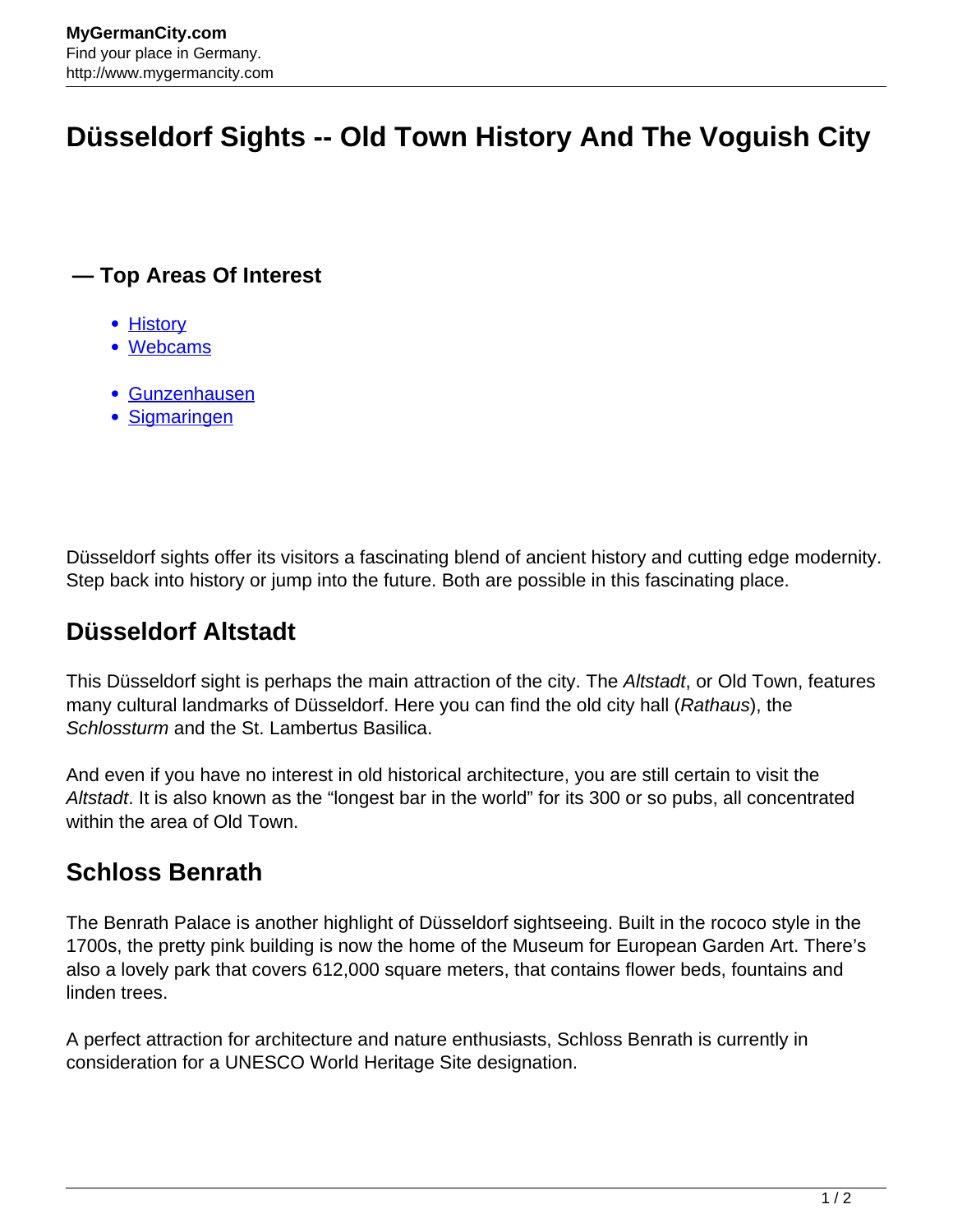# Düsseldorf Sights -- Old Town History And The Voguish City

**— Top Areas Of Interest**

- History
- Webcams

- Gunzenhausen
- Sigmaringen

Düsseldorf sights offer its visitors a fascinating blend of ancient history and cutting edge modernity. Step back into history or jump into the future. Both are possible in this fascinating place.

## Düsseldorf Altstadt

This Düsseldorf sight is perhaps the main attraction of the city. The *Altstadt*, or Old Town, features many cultural landmarks of Düsseldorf. Here you can find the old city hall (*Rathaus*), the *Schlossturm* and the St. Lambertus Basilica.

And even if you have no interest in old historical architecture, you are still certain to visit the *Altstadt*. It is also known as the “longest bar in the world” for its 300 or so pubs, all concentrated within the area of Old Town.

## Schloss Benrath

The Benrath Palace is another highlight of Düsseldorf sightseeing. Built in the rococo style in the 1700s, the pretty pink building is now the home of the Museum for European Garden Art. There’s also a lovely park that covers 612,000 square meters, that contains flower beds, fountains and linden trees.

A perfect attraction for architecture and nature enthusiasts, Schloss Benrath is currently in consideration for a UNESCO World Heritage Site designation.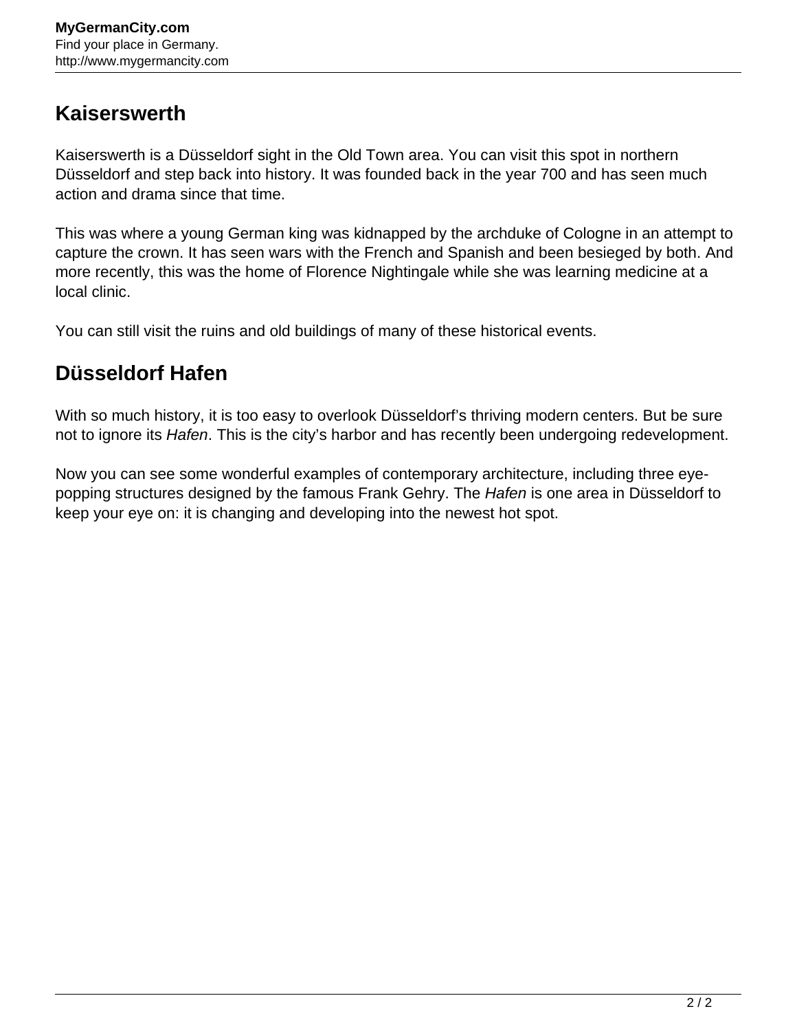## Kaiserswerth

Kaiserswerth is a Düsseldorf sight in the Old Town area. You can visit this spot in northern Düsseldorf and step back into history. It was founded back in the year 700 and has seen much action and drama since that time.

This was where a young German king was kidnapped by the archduke of Cologne in an attempt to capture the crown. It has seen wars with the French and Spanish and been besieged by both. And more recently, this was the home of Florence Nightingale while she was learning medicine at a local clinic.

You can still visit the ruins and old buildings of many of these historical events.

## Düsseldorf Hafen

With so much history, it is too easy to overlook Düsseldorf's thriving modern centers. But be sure not to ignore its *Hafen*. This is the city's harbor and has recently been undergoing redevelopment.

Now you can see some wonderful examples of contemporary architecture, including three eye-popping structures designed by the famous Frank Gehry. The *Hafen* is one area in Düsseldorf to keep your eye on: it is changing and developing into the newest hot spot.